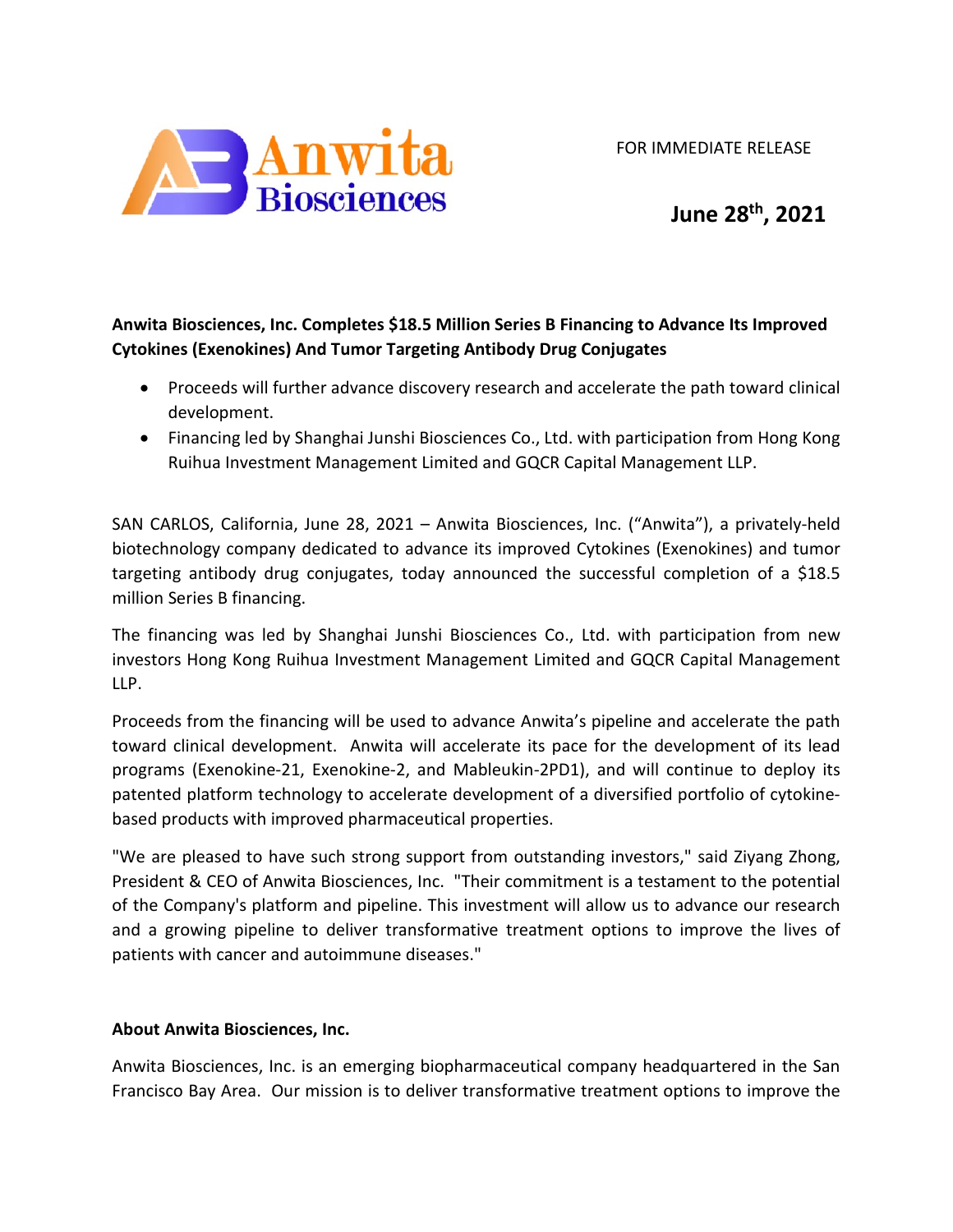FOR IMMEDIATE RELEASE

**June 28th, 2021**

**Anwita Biosciences, Inc. Completes $18.5 Million Series B Financing to Advance Its Improved Cytokines (Exenokines) And Tumor Targeting Antibody Drug Conjugates**

- Proceeds will further advance discovery research and accelerate the path toward clinical development.
- Financing led by Shanghai Junshi Biosciences Co., Ltd. with participation from Hong Kong Ruihua Investment Management Limited and GQCR Capital Management LLP.

SAN CARLOS, California, June 28, 2021 – Anwita Biosciences, Inc. ("Anwita"), a privately-held biotechnology company dedicated to advance its improved Cytokines (Exenokines) and tumor targeting antibody drug conjugates, today announced the successful completion of a $18.5 million Series B financing.

The financing was led by Shanghai Junshi Biosciences Co., Ltd. with participation from new investors Hong Kong Ruihua Investment Management Limited and GQCR Capital Management LLP.

Proceeds from the financing will be used to advance Anwita's pipeline and accelerate the path toward clinical development. Anwita will accelerate its pace for the development of its lead programs (Exenokine-21, Exenokine-2, and Mableukin-2PD1), and will continue to deploy its patented platform technology to accelerate development of a diversified portfolio of cytokine-based products with improved pharmaceutical properties.

"We are pleased to have such strong support from outstanding investors," said Ziyang Zhong, President & CEO of Anwita Biosciences, Inc. "Their commitment is a testament to the potential of the Company's platform and pipeline. This investment will allow us to advance our research and a growing pipeline to deliver transformative treatment options to improve the lives of patients with cancer and autoimmune diseases."

**About Anwita Biosciences, Inc.**

Anwita Biosciences, Inc. is an emerging biopharmaceutical company headquartered in the San Francisco Bay Area. Our mission is to deliver transformative treatment options to improve the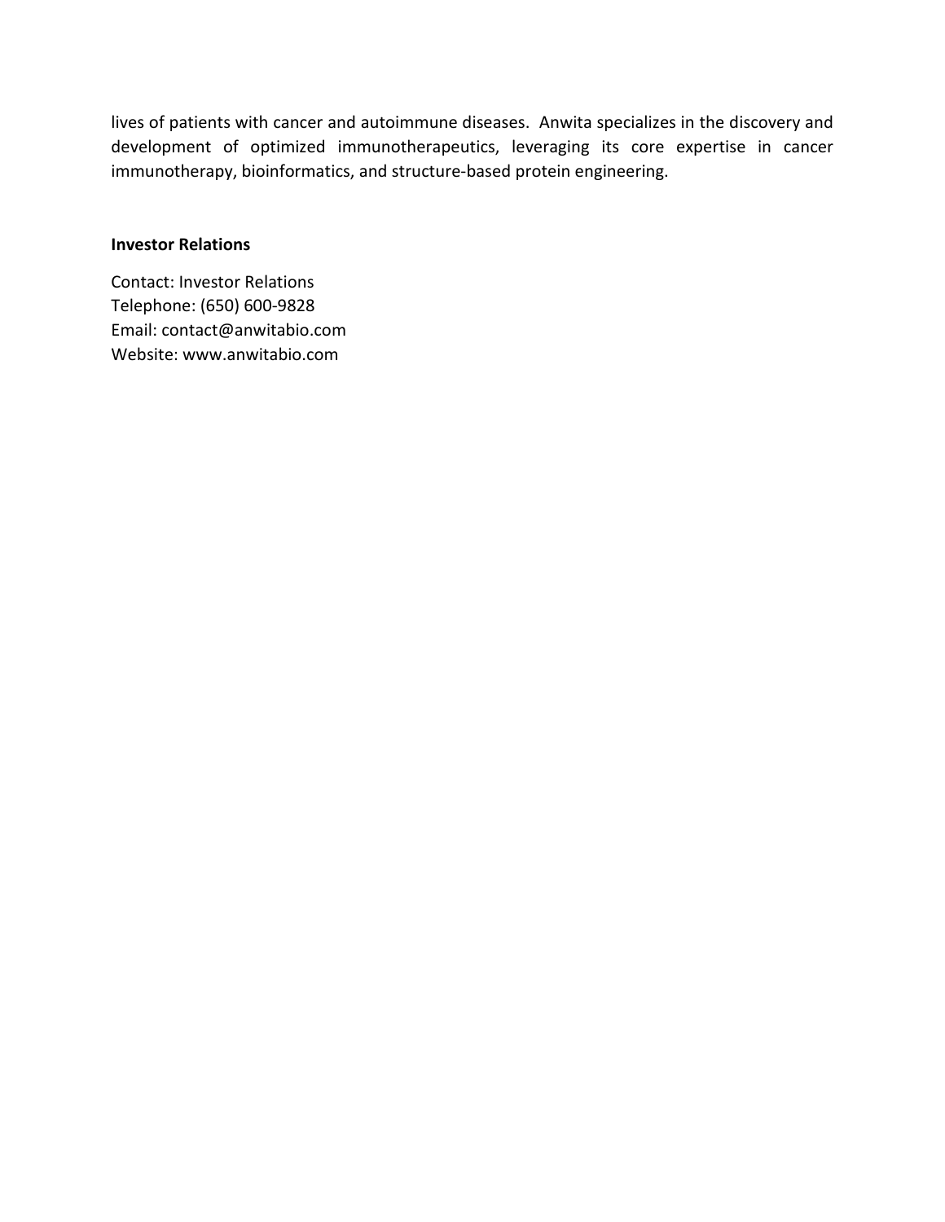lives of patients with cancer and autoimmune diseases. Anwita specializes in the discovery and development of optimized immunotherapeutics, leveraging its core expertise in cancer immunotherapy, bioinformatics, and structure-based protein engineering.

**Investor Relations**

Contact: Investor Relations
Telephone: (650) 600-9828
Email: contact@anwitabio.com
Website: www.anwitabio.com